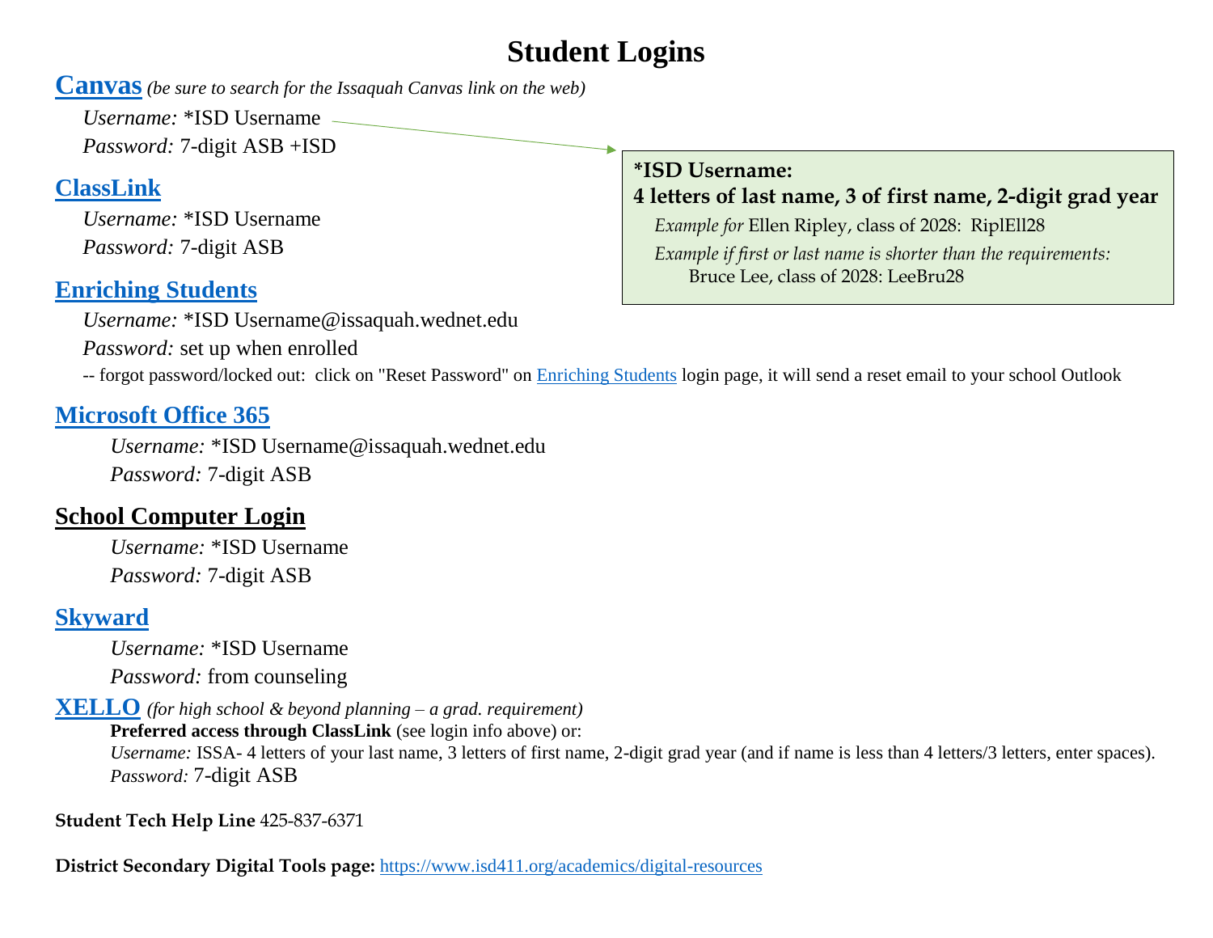# Student Logins

## Canvas *(be sure to search for the Issaquah Canvas link on the web)*

*Username:* *ISD Username

*Password:* 7-digit ASB +ISD

> **\*ISD Username:**
> **4 letters of last name, 3 of first name, 2-digit grad year**
>
> *Example for* Ellen Ripley, class of 2028: RiplEll28
>
> *Example if first or last name is shorter than the requirements:*
> Bruce Lee, class of 2028: LeeBru28

## ClassLink

*Username:* *ISD Username

*Password:* 7-digit ASB

## Enriching Students

*Username:* *ISD Username@issaquah.wednet.edu

*Password:* set up when enrolled

-- forgot password/locked out: click on "Reset Password" on Enriching Students login page, it will send a reset email to your school Outlook

## Microsoft Office 365

*Username:* *ISD Username@issaquah.wednet.edu

*Password:* 7-digit ASB

## School Computer Login

*Username:* *ISD Username

*Password:* 7-digit ASB

## Skyward

*Username:* *ISD Username

*Password:* from counseling

## XELLO *(for high school & beyond planning – a grad. requirement)*

**Preferred access through ClassLink** (see login info above) or:

*Username:* ISSA- 4 letters of your last name, 3 letters of first name, 2-digit grad year (and if name is less than 4 letters/3 letters, enter spaces).

*Password:* 7-digit ASB

**Student Tech Help Line** 425-837-6371

**District Secondary Digital Tools page:** https://www.isd411.org/academics/digital-resources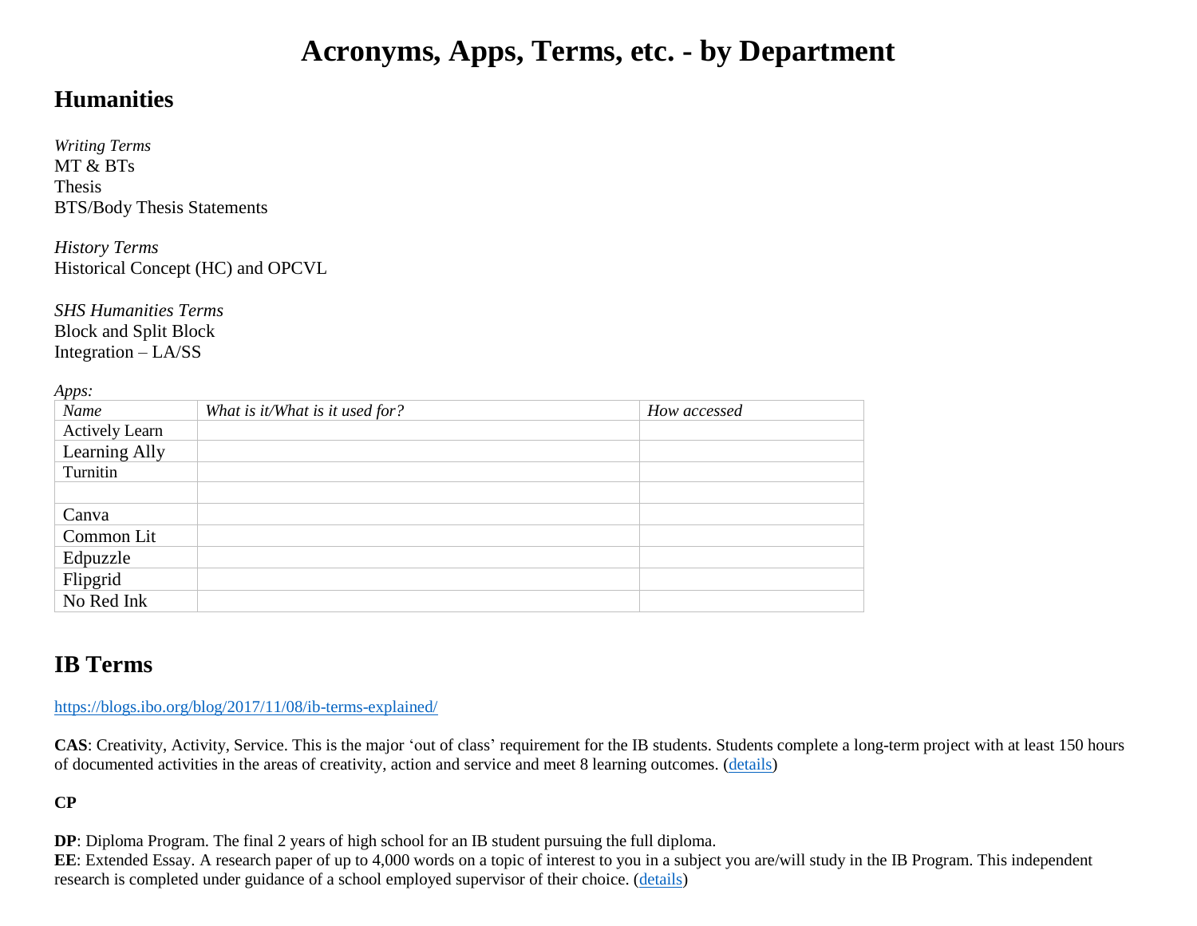# Acronyms, Apps, Terms, etc. - by Department

## Humanities

*Writing Terms*
MT & BTs
Thesis
BTS/Body Thesis Statements

*History Terms*
Historical Concept (HC) and OPCVL

*SHS Humanities Terms*
Block and Split Block
Integration – LA/SS

*Apps:*

| *Name* | *What is it/What is it used for?* | *How accessed* |
|---|---|---|
| Actively Learn | | |
| Learning Ally | | |
| Turnitin | | |
| | | |
| Canva | | |
| Common Lit | | |
| Edpuzzle | | |
| Flipgrid | | |
| No Red Ink | | |

## IB Terms

https://blogs.ibo.org/blog/2017/11/08/ib-terms-explained/

**CAS**: Creativity, Activity, Service. This is the major 'out of class' requirement for the IB students. Students complete a long-term project with at least 150 hours of documented activities in the areas of creativity, action and service and meet 8 learning outcomes. (details)

**CP**

**DP**: Diploma Program. The final 2 years of high school for an IB student pursuing the full diploma.
**EE**: Extended Essay. A research paper of up to 4,000 words on a topic of interest to you in a subject you are/will study in the IB Program. This independent research is completed under guidance of a school employed supervisor of their choice. (details)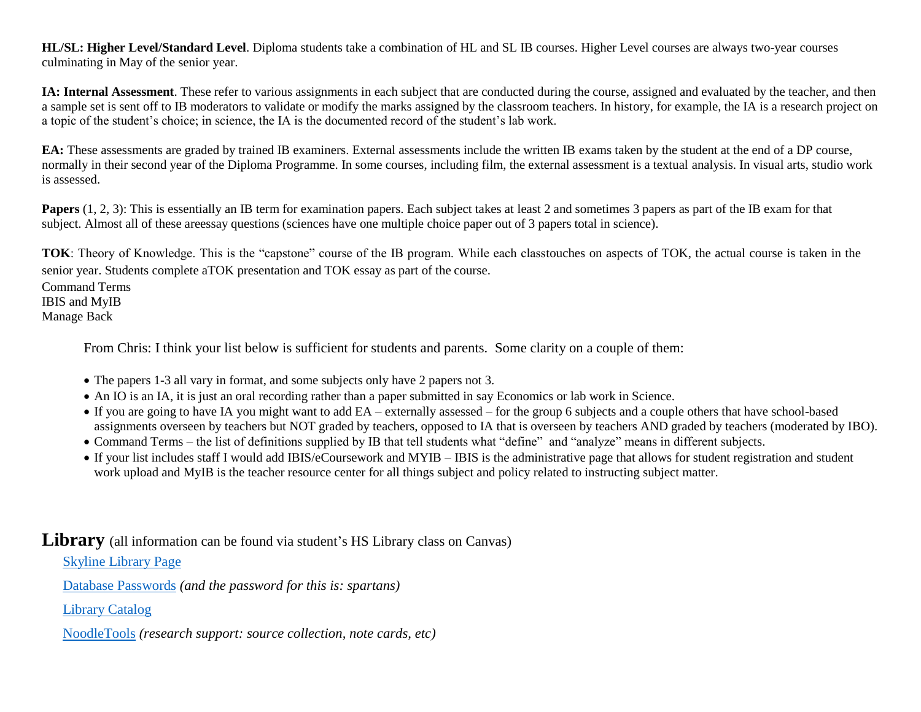**HL/SL: Higher Level/Standard Level**. Diploma students take a combination of HL and SL IB courses. Higher Level courses are always two-year courses culminating in May of the senior year.

**IA: Internal Assessment**. These refer to various assignments in each subject that are conducted during the course, assigned and evaluated by the teacher, and then a sample set is sent off to IB moderators to validate or modify the marks assigned by the classroom teachers. In history, for example, the IA is a research project on a topic of the student's choice; in science, the IA is the documented record of the student's lab work.

**EA:** These assessments are graded by trained IB examiners. External assessments include the written IB exams taken by the student at the end of a DP course, normally in their second year of the Diploma Programme. In some courses, including film, the external assessment is a textual analysis. In visual arts, studio work is assessed.

**Papers** (1, 2, 3): This is essentially an IB term for examination papers. Each subject takes at least 2 and sometimes 3 papers as part of the IB exam for that subject. Almost all of these areessay questions (sciences have one multiple choice paper out of 3 papers total in science).

**TOK**: Theory of Knowledge. This is the "capstone" course of the IB program. While each classtouches on aspects of TOK, the actual course is taken in the senior year. Students complete aTOK presentation and TOK essay as part of the course.

Command Terms
IBIS and MyIB
Manage Back

> From Chris: I think your list below is sufficient for students and parents. Some clarity on a couple of them:
>
> - The papers 1-3 all vary in format, and some subjects only have 2 papers not 3.
> - An IO is an IA, it is just an oral recording rather than a paper submitted in say Economics or lab work in Science.
> - If you are going to have IA you might want to add EA – externally assessed – for the group 6 subjects and a couple others that have school-based assignments overseen by teachers but NOT graded by teachers, opposed to IA that is overseen by teachers AND graded by teachers (moderated by IBO).
> - Command Terms – the list of definitions supplied by IB that tell students what "define" and "analyze" means in different subjects.
> - If your list includes staff I would add IBIS/eCoursework and MYIB – IBIS is the administrative page that allows for student registration and student work upload and MyIB is the teacher resource center for all things subject and policy related to instructing subject matter.

## Library (all information can be found via student's HS Library class on Canvas)

Skyline Library Page

Database Passwords *(and the password for this is: spartans)*

Library Catalog

NoodleTools *(research support: source collection, note cards, etc)*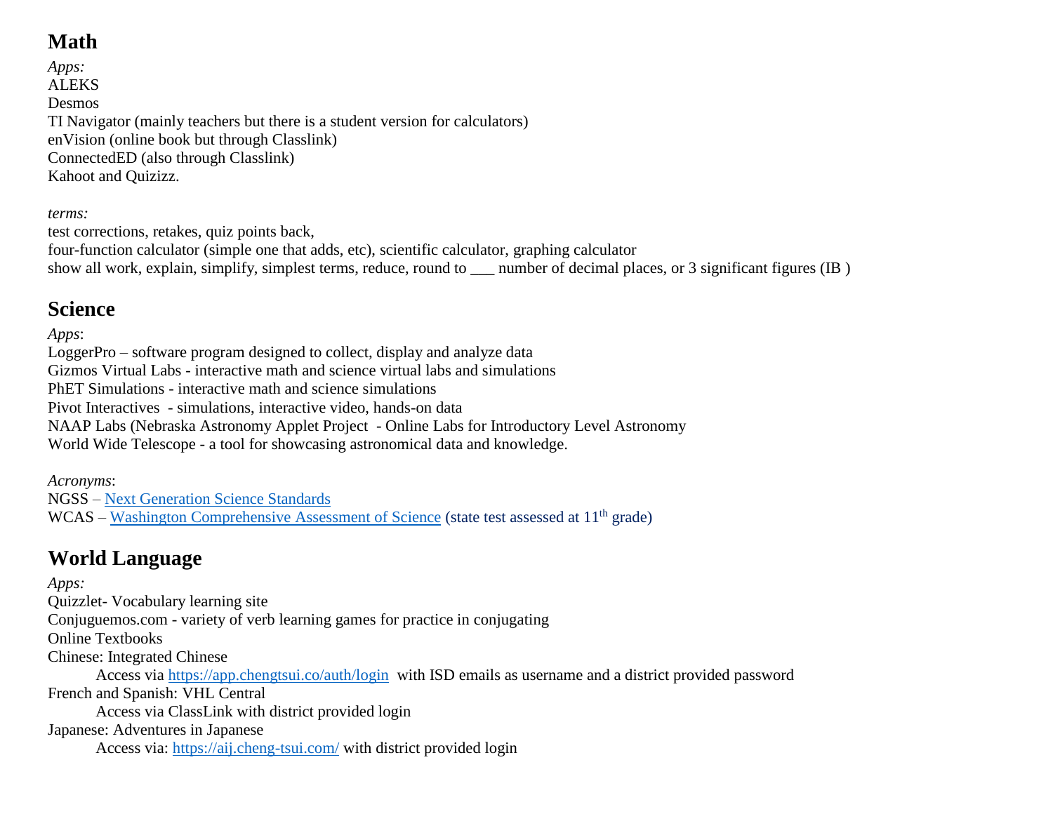## Math

*Apps:*
ALEKS
Desmos
TI Navigator (mainly teachers but there is a student version for calculators)
enVision (online book but through Classlink)
ConnectedED (also through Classlink)
Kahoot and Quizizz.

*terms:*
test corrections, retakes, quiz points back,
four-function calculator (simple one that adds, etc), scientific calculator, graphing calculator
show all work, explain, simplify, simplest terms, reduce, round to ___ number of decimal places, or 3 significant figures (IB )

## Science

*Apps*:
LoggerPro – software program designed to collect, display and analyze data
Gizmos Virtual Labs - interactive math and science virtual labs and simulations
PhET Simulations - interactive math and science simulations
Pivot Interactives - simulations, interactive video, hands-on data
NAAP Labs (Nebraska Astronomy Applet Project - Online Labs for Introductory Level Astronomy
World Wide Telescope - a tool for showcasing astronomical data and knowledge.

*Acronyms*:
NGSS – Next Generation Science Standards
WCAS – Washington Comprehensive Assessment of Science (state test assessed at 11th grade)

## World Language

*Apps:*
Quizzlet- Vocabulary learning site
Conjuguemos.com - variety of verb learning games for practice in conjugating
Online Textbooks
Chinese: Integrated Chinese
    Access via https://app.chengtsui.co/auth/login with ISD emails as username and a district provided password
French and Spanish: VHL Central
    Access via ClassLink with district provided login
Japanese: Adventures in Japanese
    Access via: https://aij.cheng-tsui.com/ with district provided login